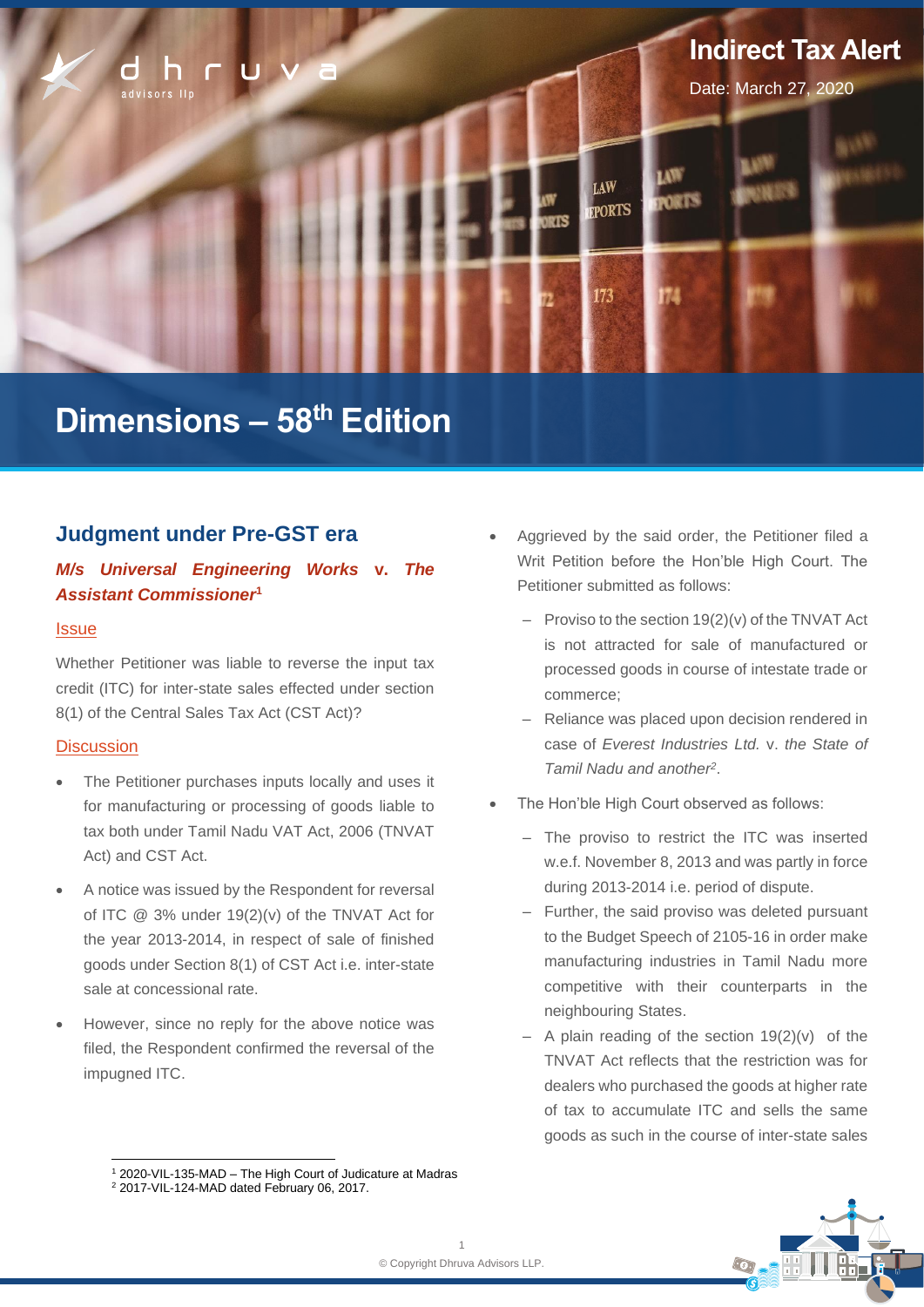Indirect Tax Alert

Date: March 27, 2020

# Dimensions – 58th Edition

## Judgment under Pre-GST era

### *M/s Universal Engineering Works* v. *The Assistant Commissioner*[1]

**Issue**

Whether Petitioner was liable to reverse the input tax credit (ITC) for inter-state sales effected under section 8(1) of the Central Sales Tax Act (CST Act)?

**Discussion**

- The Petitioner purchases inputs locally and uses it for manufacturing or processing of goods liable to tax both under Tamil Nadu VAT Act, 2006 (TNVAT Act) and CST Act.
- A notice was issued by the Respondent for reversal of ITC @ 3% under 19(2)(v) of the TNVAT Act for the year 2013-2014, in respect of sale of finished goods under Section 8(1) of CST Act i.e. inter-state sale at concessional rate.
- However, since no reply for the above notice was filed, the Respondent confirmed the reversal of the impugned ITC.
- Aggrieved by the said order, the Petitioner filed a Writ Petition before the Hon'ble High Court. The Petitioner submitted as follows:
  - Proviso to the section 19(2)(v) of the TNVAT Act is not attracted for sale of manufactured or processed goods in course of intestate trade or commerce;
  - Reliance was placed upon decision rendered in case of *Everest Industries Ltd.* v. *the State of Tamil Nadu and another*[2].
- The Hon'ble High Court observed as follows:
  - The proviso to restrict the ITC was inserted w.e.f. November 8, 2013 and was partly in force during 2013-2014 i.e. period of dispute.
  - Further, the said proviso was deleted pursuant to the Budget Speech of 2105-16 in order make manufacturing industries in Tamil Nadu more competitive with their counterparts in the neighbouring States.
  - A plain reading of the section 19(2)(v) of the TNVAT Act reflects that the restriction was for dealers who purchased the goods at higher rate of tax to accumulate ITC and sells the same goods as such in the course of inter-state sales

---

[1] 2020-VIL-135-MAD – The High Court of Judicature at Madras

[2] 2017-VIL-124-MAD dated February 06, 2017.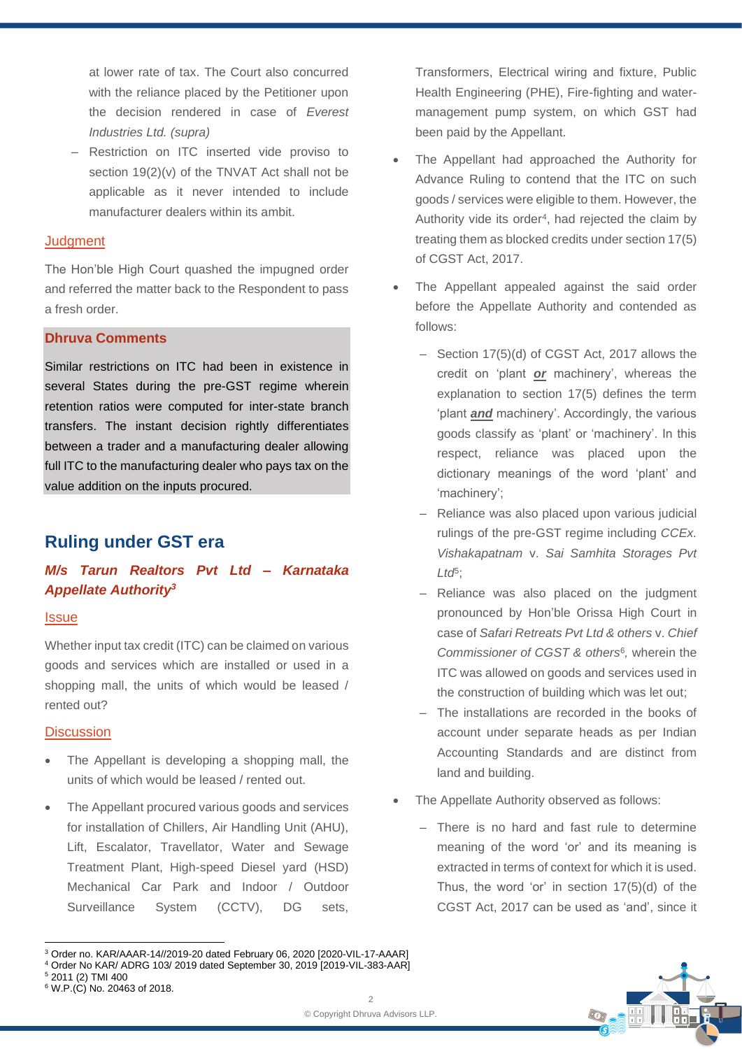at lower rate of tax. The Court also concurred with the reliance placed by the Petitioner upon the decision rendered in case of *Everest Industries Ltd. (supra)*

- Restriction on ITC inserted vide proviso to section 19(2)(v) of the TNVAT Act shall not be applicable as it never intended to include manufacturer dealers within its ambit.

#### Judgment

The Hon'ble High Court quashed the impugned order and referred the matter back to the Respondent to pass a fresh order.

> **Dhruva Comments**
>
> Similar restrictions on ITC had been in existence in several States during the pre-GST regime wherein retention ratios were computed for inter-state branch transfers. The instant decision rightly differentiates between a trader and a manufacturing dealer allowing full ITC to the manufacturing dealer who pays tax on the value addition on the inputs procured.

## Ruling under GST era

### *M/s Tarun Realtors Pvt Ltd – Karnataka Appellate Authority*[3]

#### Issue

Whether input tax credit (ITC) can be claimed on various goods and services which are installed or used in a shopping mall, the units of which would be leased / rented out?

#### Discussion

- The Appellant is developing a shopping mall, the units of which would be leased / rented out.
- The Appellant procured various goods and services for installation of Chillers, Air Handling Unit (AHU), Lift, Escalator, Travellator, Water and Sewage Treatment Plant, High-speed Diesel yard (HSD) Mechanical Car Park and Indoor / Outdoor Surveillance System (CCTV), DG sets, Transformers, Electrical wiring and fixture, Public Health Engineering (PHE), Fire-fighting and water-management pump system, on which GST had been paid by the Appellant.
- The Appellant had approached the Authority for Advance Ruling to contend that the ITC on such goods / services were eligible to them. However, the Authority vide its order[4], had rejected the claim by treating them as blocked credits under section 17(5) of CGST Act, 2017.
- The Appellant appealed against the said order before the Appellate Authority and contended as follows:
  - Section 17(5)(d) of CGST Act, 2017 allows the credit on 'plant ***or*** machinery', whereas the explanation to section 17(5) defines the term 'plant ***and*** machinery'. Accordingly, the various goods classify as 'plant' or 'machinery'. In this respect, reliance was placed upon the dictionary meanings of the word 'plant' and 'machinery';
  - Reliance was also placed upon various judicial rulings of the pre-GST regime including *CCEx. Vishakapatnam* v. *Sai Samhita Storages Pvt Ltd*[5];
  - Reliance was also placed on the judgment pronounced by Hon'ble Orissa High Court in case of *Safari Retreats Pvt Ltd & others* v. *Chief Commissioner of CGST & others*[6], wherein the ITC was allowed on goods and services used in the construction of building which was let out;
  - The installations are recorded in the books of account under separate heads as per Indian Accounting Standards and are distinct from land and building.
- The Appellate Authority observed as follows:
  - There is no hard and fast rule to determine meaning of the word 'or' and its meaning is extracted in terms of context for which it is used. Thus, the word 'or' in section 17(5)(d) of the CGST Act, 2017 can be used as 'and', since it

---

[3] Order no. KAR/AAAR-14//2019-20 dated February 06, 2020 [2020-VIL-17-AAAR]
[4] Order No KAR/ ADRG 103/ 2019 dated September 30, 2019 [2019-VIL-383-AAR]
[5] 2011 (2) TMI 400
[6] W.P.(C) No. 20463 of 2018.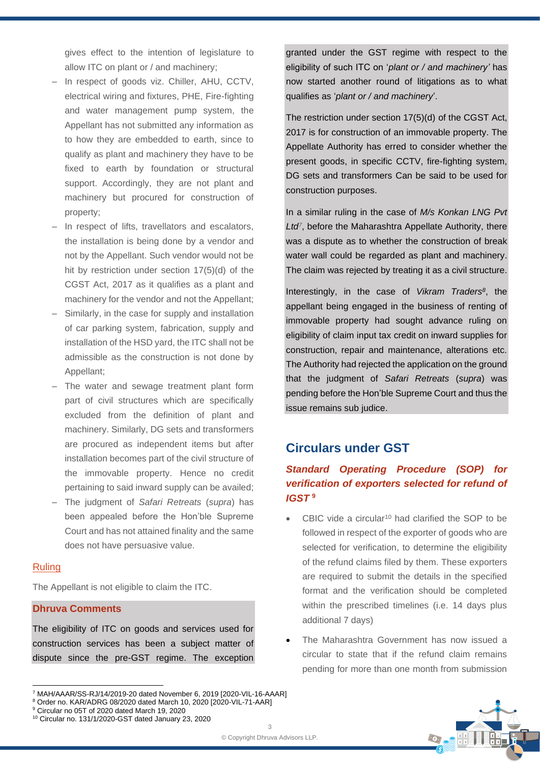gives effect to the intention of legislature to allow ITC on plant or / and machinery;

- In respect of goods viz. Chiller, AHU, CCTV, electrical wiring and fixtures, PHE, Fire-fighting and water management pump system, the Appellant has not submitted any information as to how they are embedded to earth, since to qualify as plant and machinery they have to be fixed to earth by foundation or structural support. Accordingly, they are not plant and machinery but procured for construction of property;
- In respect of lifts, travellators and escalators, the installation is being done by a vendor and not by the Appellant. Such vendor would not be hit by restriction under section 17(5)(d) of the CGST Act, 2017 as it qualifies as a plant and machinery for the vendor and not the Appellant;
- Similarly, in the case for supply and installation of car parking system, fabrication, supply and installation of the HSD yard, the ITC shall not be admissible as the construction is not done by Appellant;
- The water and sewage treatment plant form part of civil structures which are specifically excluded from the definition of plant and machinery. Similarly, DG sets and transformers are procured as independent items but after installation becomes part of the civil structure of the immovable property. Hence no credit pertaining to said inward supply can be availed;
- The judgment of *Safari Retreats* (*supra*) has been appealed before the Hon'ble Supreme Court and has not attained finality and the same does not have persuasive value.

#### Ruling

The Appellant is not eligible to claim the ITC.

#### Dhruva Comments

The eligibility of ITC on goods and services used for construction services has been a subject matter of dispute since the pre-GST regime. The exception granted under the GST regime with respect to the eligibility of such ITC on '*plant or / and machinery'* has now started another round of litigations as to what qualifies as '*plant or / and machinery*'.

The restriction under section 17(5)(d) of the CGST Act, 2017 is for construction of an immovable property. The Appellate Authority has erred to consider whether the present goods, in specific CCTV, fire-fighting system, DG sets and transformers Can be said to be used for construction purposes.

In a similar ruling in the case of *M/s Konkan LNG Pvt Ltd*[7], before the Maharashtra Appellate Authority, there was a dispute as to whether the construction of break water wall could be regarded as plant and machinery. The claim was rejected by treating it as a civil structure.

Interestingly, in the case of *Vikram Traders*[8], the appellant being engaged in the business of renting of immovable property had sought advance ruling on eligibility of claim input tax credit on inward supplies for construction, repair and maintenance, alterations etc. The Authority had rejected the application on the ground that the judgment of *Safari Retreats* (*supra*) was pending before the Hon'ble Supreme Court and thus the issue remains sub judice.

## Circulars under GST

### *Standard Operating Procedure (SOP) for verification of exporters selected for refund of IGST* [9]

- CBIC vide a circular[10] had clarified the SOP to be followed in respect of the exporter of goods who are selected for verification, to determine the eligibility of the refund claims filed by them. These exporters are required to submit the details in the specified format and the verification should be completed within the prescribed timelines (i.e. 14 days plus additional 7 days)
- The Maharashtra Government has now issued a circular to state that if the refund claim remains pending for more than one month from submission

---

[7] MAH/AAAR/SS-RJ/14/2019-20 dated November 6, 2019 [2020-VIL-16-AAAR]
[8] Order no. KAR/ADRG 08/2020 dated March 10, 2020 [2020-VIL-71-AAR]
[9] Circular no 05T of 2020 dated March 19, 2020
[10] Circular no. 131/1/2020-GST dated January 23, 2020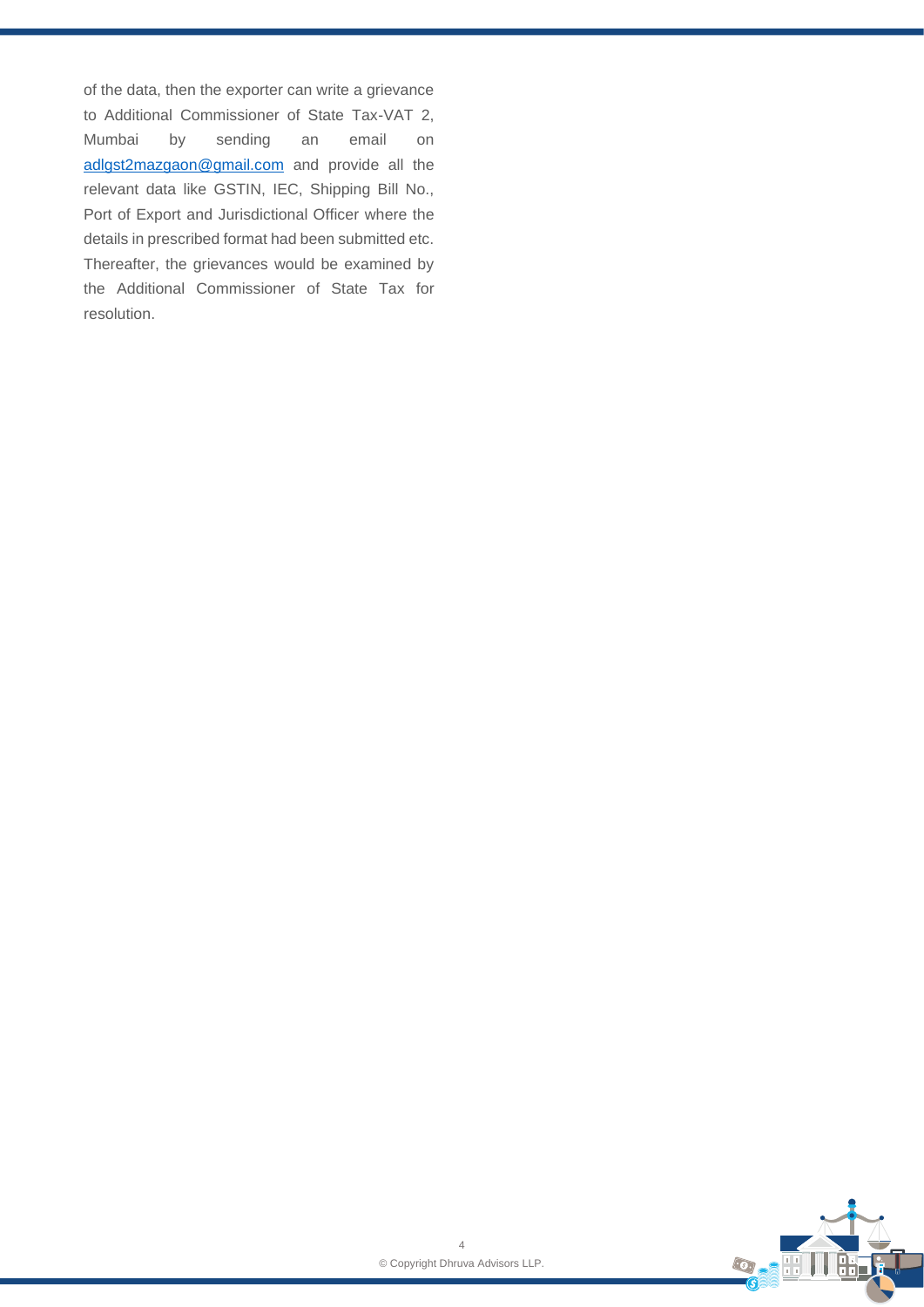of the data, then the exporter can write a grievance to Additional Commissioner of State Tax-VAT 2, Mumbai by sending an email on adlgst2mazgaon@gmail.com and provide all the relevant data like GSTIN, IEC, Shipping Bill No., Port of Export and Jurisdictional Officer where the details in prescribed format had been submitted etc. Thereafter, the grievances would be examined by the Additional Commissioner of State Tax for resolution.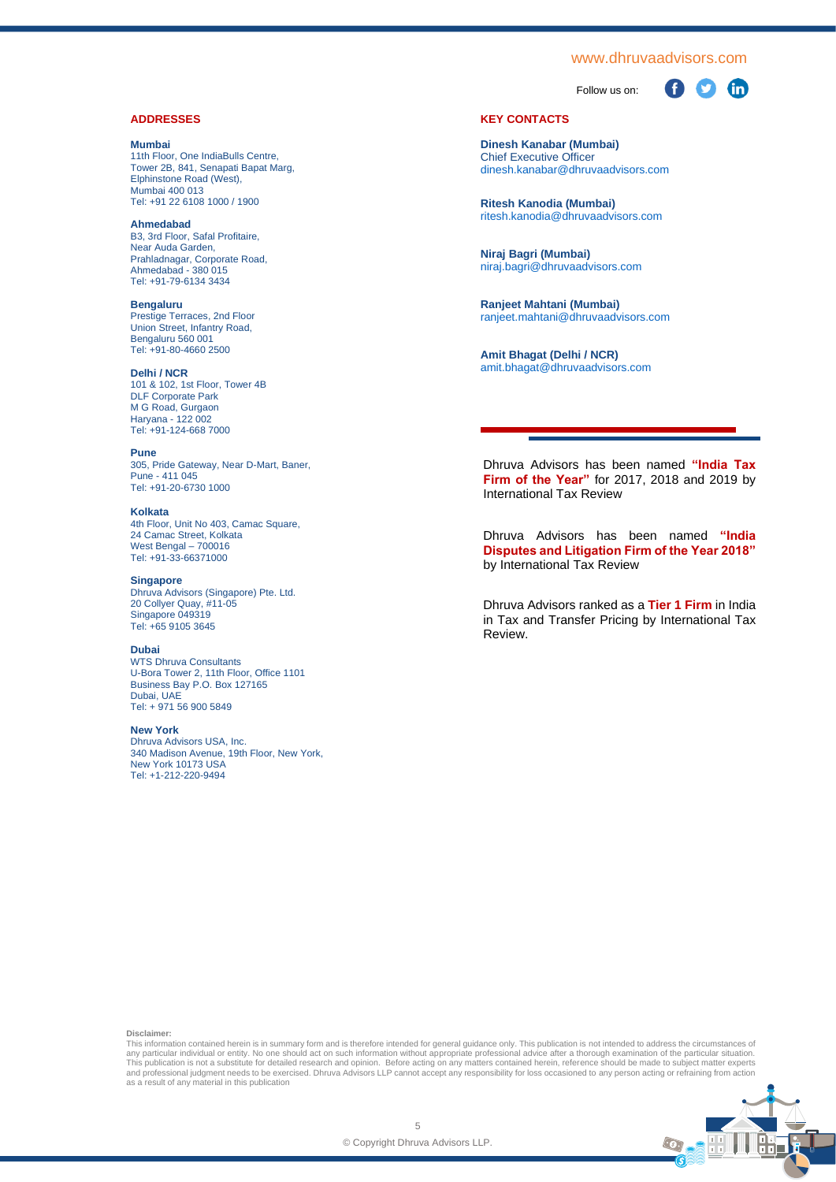www.dhruvaadvisors.com

Follow us on:

## ADDRESSES

**Mumbai**
11th Floor, One IndiaBulls Centre,
Tower 2B, 841, Senapati Bapat Marg,
Elphinstone Road (West),
Mumbai 400 013
Tel: +91 22 6108 1000 / 1900

**Ahmedabad**
B3, 3rd Floor, Safal Profitaire,
Near Auda Garden,
Prahladnagar, Corporate Road,
Ahmedabad - 380 015
Tel: +91-79-6134 3434

**Bengaluru**
Prestige Terraces, 2nd Floor
Union Street, Infantry Road,
Bengaluru 560 001
Tel: +91-80-4660 2500

**Delhi / NCR**
101 & 102, 1st Floor, Tower 4B
DLF Corporate Park
M G Road, Gurgaon
Haryana - 122 002
Tel: +91-124-668 7000

**Pune**
305, Pride Gateway, Near D-Mart, Baner,
Pune - 411 045
Tel: +91-20-6730 1000

**Kolkata**
4th Floor, Unit No 403, Camac Square,
24 Camac Street, Kolkata
West Bengal – 700016
Tel: +91-33-66371000

**Singapore**
Dhruva Advisors (Singapore) Pte. Ltd.
20 Collyer Quay, #11-05
Singapore 049319
Tel: +65 9105 3645

**Dubai**
WTS Dhruva Consultants
U-Bora Tower 2, 11th Floor, Office 1101
Business Bay P.O. Box 127165
Dubai, UAE
Tel: + 971 56 900 5849

**New York**
Dhruva Advisors USA, Inc.
340 Madison Avenue, 19th Floor, New York,
New York 10173 USA
Tel: +1-212-220-9494

## KEY CONTACTS

**Dinesh Kanabar (Mumbai)**
Chief Executive Officer
dinesh.kanabar@dhruvaadvisors.com

**Ritesh Kanodia (Mumbai)**
ritesh.kanodia@dhruvaadvisors.com

**Niraj Bagri (Mumbai)**
niraj.bagri@dhruvaadvisors.com

**Ranjeet Mahtani (Mumbai)**
ranjeet.mahtani@dhruvaadvisors.com

**Amit Bhagat (Delhi / NCR)**
amit.bhagat@dhruvaadvisors.com

Dhruva Advisors has been named **"India Tax Firm of the Year"** for 2017, 2018 and 2019 by International Tax Review

Dhruva Advisors has been named **"India Disputes and Litigation Firm of the Year 2018"** by International Tax Review

Dhruva Advisors ranked as a **Tier 1 Firm** in India in Tax and Transfer Pricing by International Tax Review.

**Disclaimer:**
This information contained herein is in summary form and is therefore intended for general guidance only. This publication is not intended to address the circumstances of any particular individual or entity. No one should act on such information without appropriate professional advice after a thorough examination of the particular situation. This publication is not a substitute for detailed research and opinion. Before acting on any matters contained herein, reference should be made to subject matter experts and professional judgment needs to be exercised. Dhruva Advisors LLP cannot accept any responsibility for loss occasioned to any person acting or refraining from action as a result of any material in this publication

© Copyright Dhruva Advisors LLP.